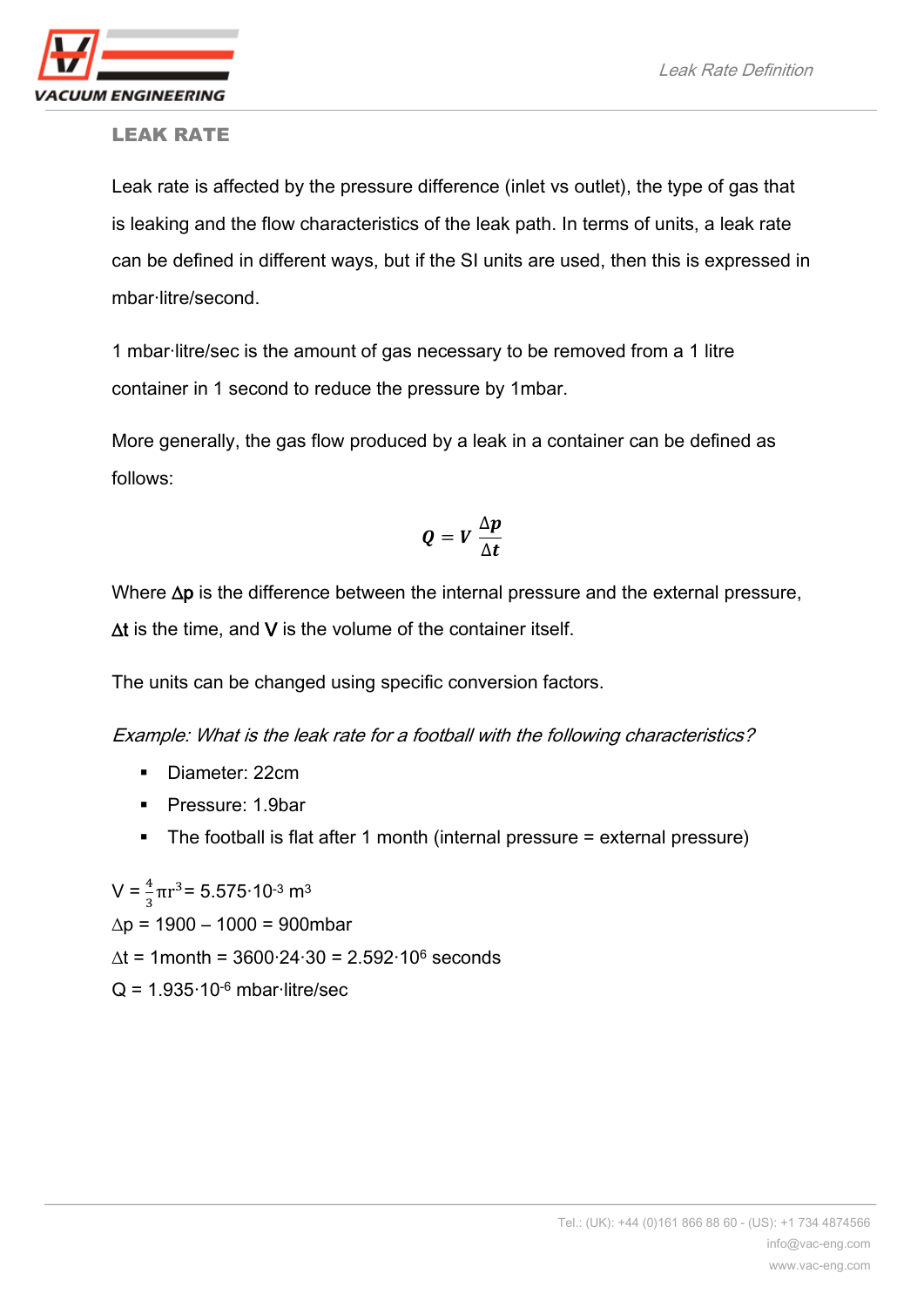## LEAK RATE

Leak rate is affected by the pressure difference (inlet vs outlet), the type of gas that is leaking and the flow characteristics of the leak path. In terms of units, a leak rate can be defined in different ways, but if the SI units are used, then this is expressed in mbar·litre/second.

1 mbar·litre/sec is the amount of gas necessary to be removed from a 1 litre container in 1 second to reduce the pressure by 1mbar.

More generally, the gas flow produced by a leak in a container can be defined as follows:

$$\boldsymbol{Q} = \boldsymbol{V}\,\frac{\Delta \boldsymbol{p}}{\Delta \boldsymbol{t}}$$

Where $\Delta$p is the difference between the internal pressure and the external pressure, $\Delta$t is the time, and V is the volume of the container itself.

The units can be changed using specific conversion factors.

*Example: What is the leak rate for a football with the following characteristics?*

- Diameter: 22cm
- Pressure: 1.9bar
- The football is flat after 1 month (internal pressure = external pressure)

V = $\frac{4}{3}\pi r^3$ = $5.575 \cdot 10^{-3}$ $m^3$

$\Delta$p = 1900 – 1000 = 900mbar

$\Delta$t = 1month = 3600·24·30 = $2.592 \cdot 10^6$ seconds

Q = $1.935 \cdot 10^{-6}$ mbar·litre/sec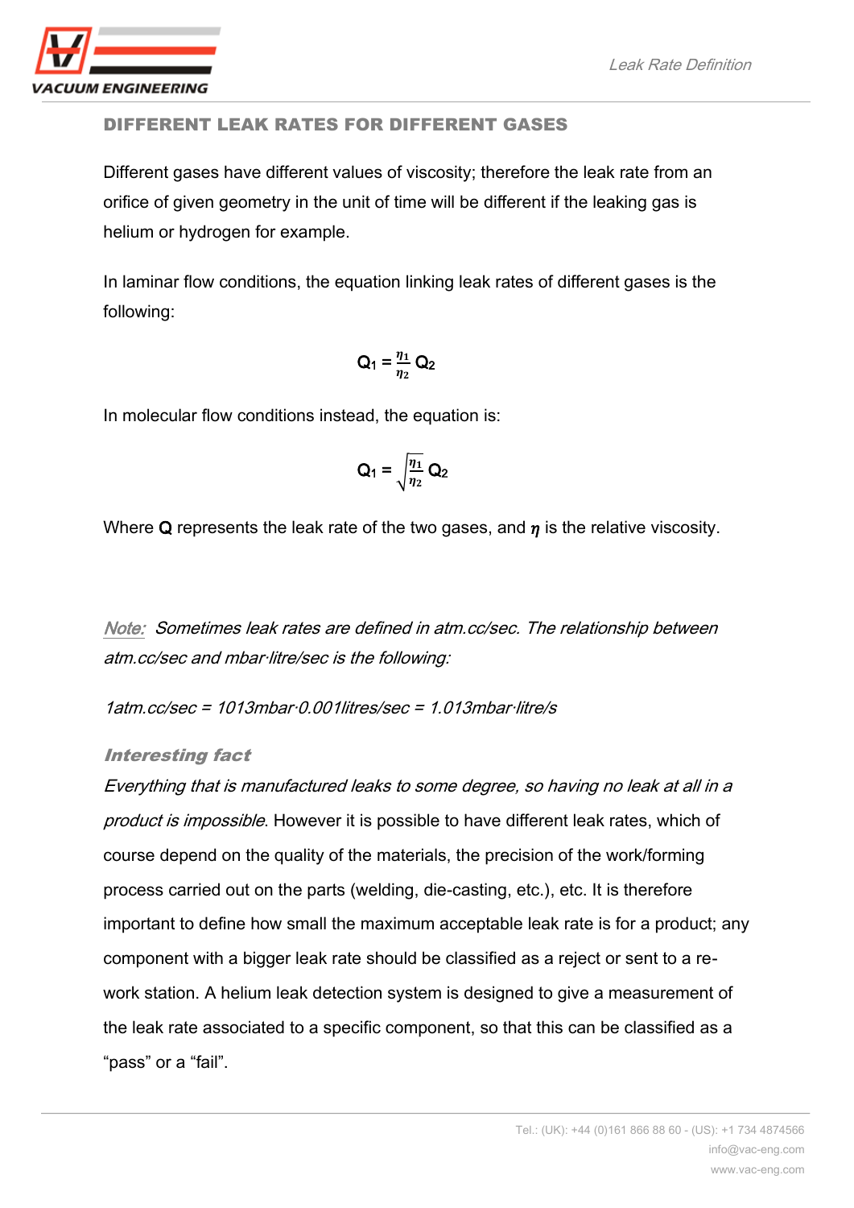## DIFFERENT LEAK RATES FOR DIFFERENT GASES

Different gases have different values of viscosity; therefore the leak rate from an orifice of given geometry in the unit of time will be different if the leaking gas is helium or hydrogen for example.

In laminar flow conditions, the equation linking leak rates of different gases is the following:

$$Q_1 = \frac{\eta_1}{\eta_2} Q_2$$

In molecular flow conditions instead, the equation is:

$$Q_1 = \sqrt{\frac{\eta_1}{\eta_2}} Q_2$$

Where **Q** represents the leak rate of the two gases, and $\eta$ is the relative viscosity.

*Note: Sometimes leak rates are defined in atm.cc/sec. The relationship between atm.cc/sec and mbar·litre/sec is the following:*

*1atm.cc/sec = 1013mbar·0.001litres/sec = 1.013mbar·litre/s*

***Interesting fact***

*Everything that is manufactured leaks to some degree, so having no leak at all in a product is impossible*. However it is possible to have different leak rates, which of course depend on the quality of the materials, the precision of the work/forming process carried out on the parts (welding, die-casting, etc.), etc. It is therefore important to define how small the maximum acceptable leak rate is for a product; any component with a bigger leak rate should be classified as a reject or sent to a re-work station. A helium leak detection system is designed to give a measurement of the leak rate associated to a specific component, so that this can be classified as a "pass" or a "fail".